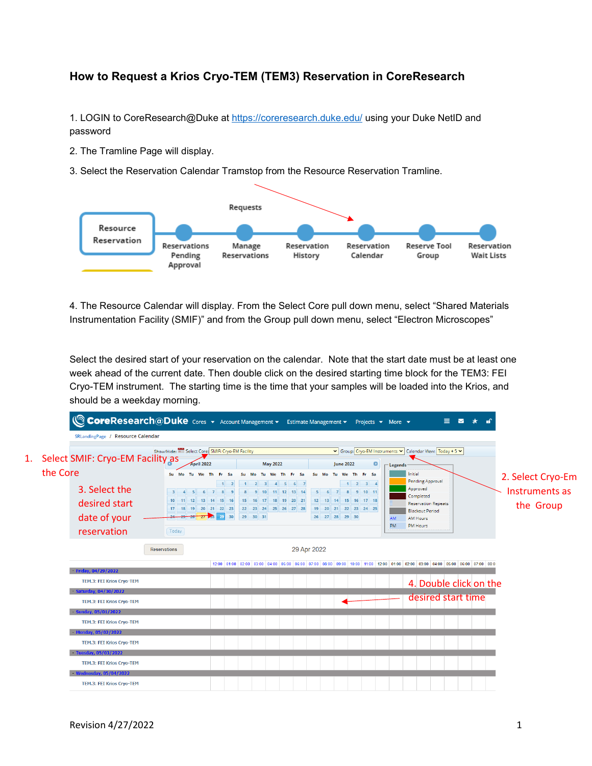# How to Request a Krios Cryo-TEM (TEM3) Reservation in CoreResearch

1. LOGIN to CoreResearch@Duke at https://coreresearch.duke.edu/ using your Duke NetID and password

2. The Tramline Page will display.

3. Select the Reservation Calendar Tramstop from the Resource Reservation Tramline.

4. The Resource Calendar will display. From the Select Core pull down menu, select "Shared Materials Instrumentation Facility (SMIF)" and from the Group pull down menu, select "Electron Microscopes"

Select the desired start of your reservation on the calendar. Note that the start date must be at least one week ahead of the current date. Then double click on the desired starting time block for the TEM3: FEI Cryo-TEM instrument. The starting time is the time that your samples will be loaded into the Krios, and should be a weekday morning.

Revision 4/27/2022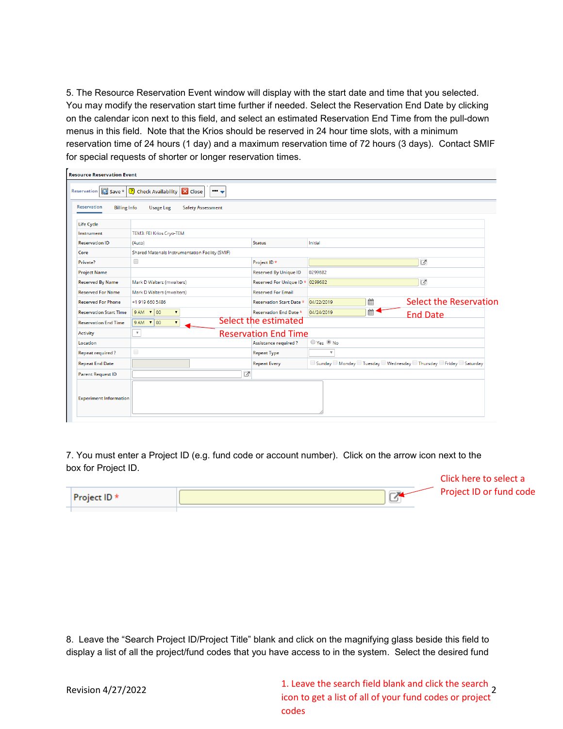5. The Resource Reservation Event window will display with the start date and time that you selected. You may modify the reservation start time further if needed. Select the Reservation End Date by clicking on the calendar icon next to this field, and select an estimated Reservation End Time from the pull-down menus in this field. Note that the Krios should be reserved in 24 hour time slots, with a minimum reservation time of 24 hours (1 day) and a maximum reservation time of 72 hours (3 days). Contact SMIF for special requests of shorter or longer reservation times.

Resource Reservation Event

Reservation | Save | Check Availability | Close

Reservation | Billing Info | Usage Log | Safety Assessment

| | | | |
|---|---|---|---|
| Life Cycle | | | |
| Instrument | TEM3: FEI Krios Cryo-TEM | | |
| Reservation ID | (Auto) | Status | Initial |
| Core | Shared Materials Instrumentation Facility (SMIF) | | |
| Private? | | Project ID * | |
| Project Name | | Reserved By Unique ID | 0299682 |
| Reserved By Name | Mark D Walters (mwalters) | Reserved For Unique ID * | 0299682 |
| Reserved For Name | Mark D Walters (mwalters) | Reserved For Email | |
| Reserved For Phone | +1 919 660 5486 | Reservation Start Date * | 04/22/2019 |
| Reservation Start Time | 9 AM 00 | Reservation End Date * | 04/24/2019 |
| Reservation End Time | 9 AM 00 | | |
| Activity | | | |
| Location | | Assistance required ? | Yes No |
| Repeat required ? | | Repeat Type | |
| Repeat End Date | | Repeat Every | Sunday Monday Tuesday Wednesday Thursday Friday Saturday |
| Parent Request ID | | | |
| Experiment Information | | | |

Select the Reservation End Date

Select the estimated Reservation End Time

7. You must enter a Project ID (e.g. fund code or account number). Click on the arrow icon next to the box for Project ID.

| | |
|---|---|
| Project ID * | |

Click here to select a Project ID or fund code

8. Leave the "Search Project ID/Project Title" blank and click on the magnifying glass beside this field to display a list of all the project/fund codes that you have access to in the system. Select the desired fund

Revision 4/27/2022

1. Leave the search field blank and click the search icon to get a list of all of your fund codes or project codes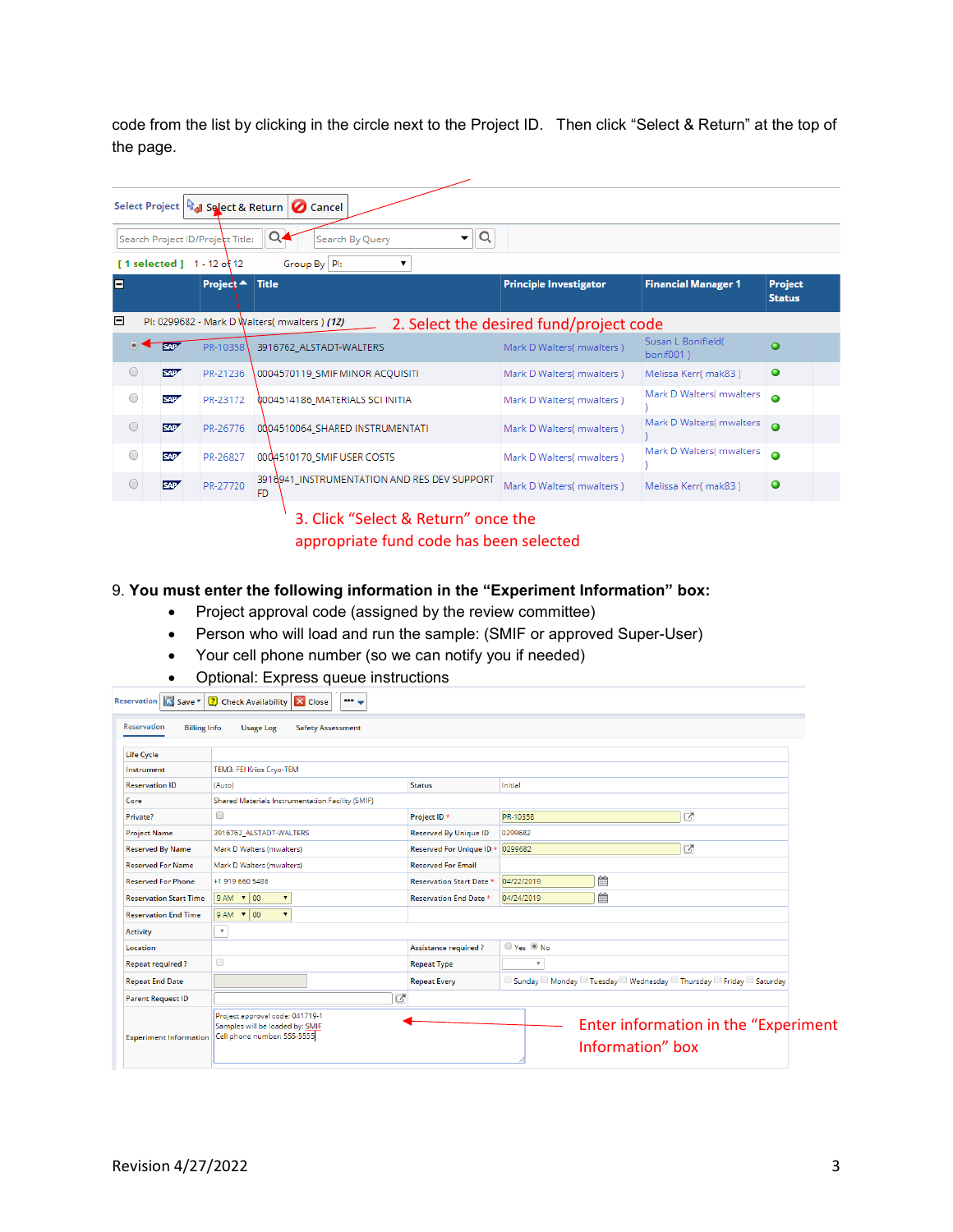code from the list by clicking in the circle next to the Project ID. Then click "Select & Return" at the top of the page.

Select Project | Select & Return | Cancel

Search Project ID/Project Title: | Search By Query

[ 1 selected ] 1 - 12 of 12 Group By PI:

| | | Project | Title | Principle Investigator | Financial Manager 1 | Project Status |
|---|---|---|---|---|---|---|
| PI: 0299682 - Mark D Walters( mwalters ) (12) | | | | | | |
| ◉ | SAP | PR-10358 | 3916762_ALSTADT-WALTERS | Mark D Walters( mwalters ) | Susan L Bonifield( bonif001 ) | ● |
| ○ | SAP | PR-21236 | 0004570119_SMIF MINOR ACQUISITI | Mark D Walters( mwalters ) | Melissa Kerr( mak83 ) | ● |
| ○ | SAP | PR-23172 | 0004514186_MATERIALS SCI INITIA | Mark D Walters( mwalters ) | Mark D Walters( mwalters ) | ● |
| ○ | SAP | PR-26776 | 0004510064_SHARED INSTRUMENTATI | Mark D Walters( mwalters ) | Mark D Walters( mwalters ) | ● |
| ○ | SAP | PR-26827 | 0004510170_SMIF USER COSTS | Mark D Walters( mwalters ) | Mark D Walters( mwalters ) | ● |
| ○ | SAP | PR-27720 | 3916941_INSTRUMENTATION AND RES DEV SUPPORT FD | Mark D Walters( mwalters ) | Melissa Kerr( mak83 ) | ● |

2. Select the desired fund/project code

3. Click "Select & Return" once the appropriate fund code has been selected

9. **You must enter the following information in the "Experiment Information" box:**
   - Project approval code (assigned by the review committee)
   - Person who will load and run the sample: (SMIF or approved Super-User)
   - Your cell phone number (so we can notify you if needed)
   - Optional: Express queue instructions

Reservation | Save | Check Availability | Close

Reservation | Billing Info | Usage Log | Safety Assessment

| Field | Value | Field | Value |
|---|---|---|---|
| Life Cycle | | | |
| Instrument | TEM3: FEI Krios Cryo-TEM | | |
| Reservation ID | (Auto) | Status | Initial |
| Core | Shared Materials Instrumentation Facility (SMIF) | | |
| Private? | ☐ | Project ID * | PR-10358 |
| Project Name | 3916762_ALSTADT-WALTERS | Reserved By Unique ID | 0299682 |
| Reserved By Name | Mark D Walters (mwalters) | Reserved For Unique ID * | 0299682 |
| Reserved For Name | Mark D Walters (mwalters) | Reserved For Email | |
| Reserved For Phone | +1 919 660 5486 | Reservation Start Date * | 04/22/2019 |
| Reservation Start Time | 9 AM : 00 | Reservation End Date * | 04/24/2019 |
| Reservation End Time | 9 AM : 00 | | |
| Activity | | | |
| Location | | Assistance required ? | ○ Yes ◉ No |
| Repeat required ? | ☐ | Repeat Type | |
| Repeat End Date | | Repeat Every | ☐ Sunday ☐ Monday ☐ Tuesday ☐ Wednesday ☐ Thursday ☐ Friday ☐ Saturday |
| Parent Request ID | | | |
| Experiment Information | Project approval code: 041719-1<br>Samples will be loaded by: SMIF<br>Cell phone number: 555-5555 | | |

Enter information in the "Experiment Information" box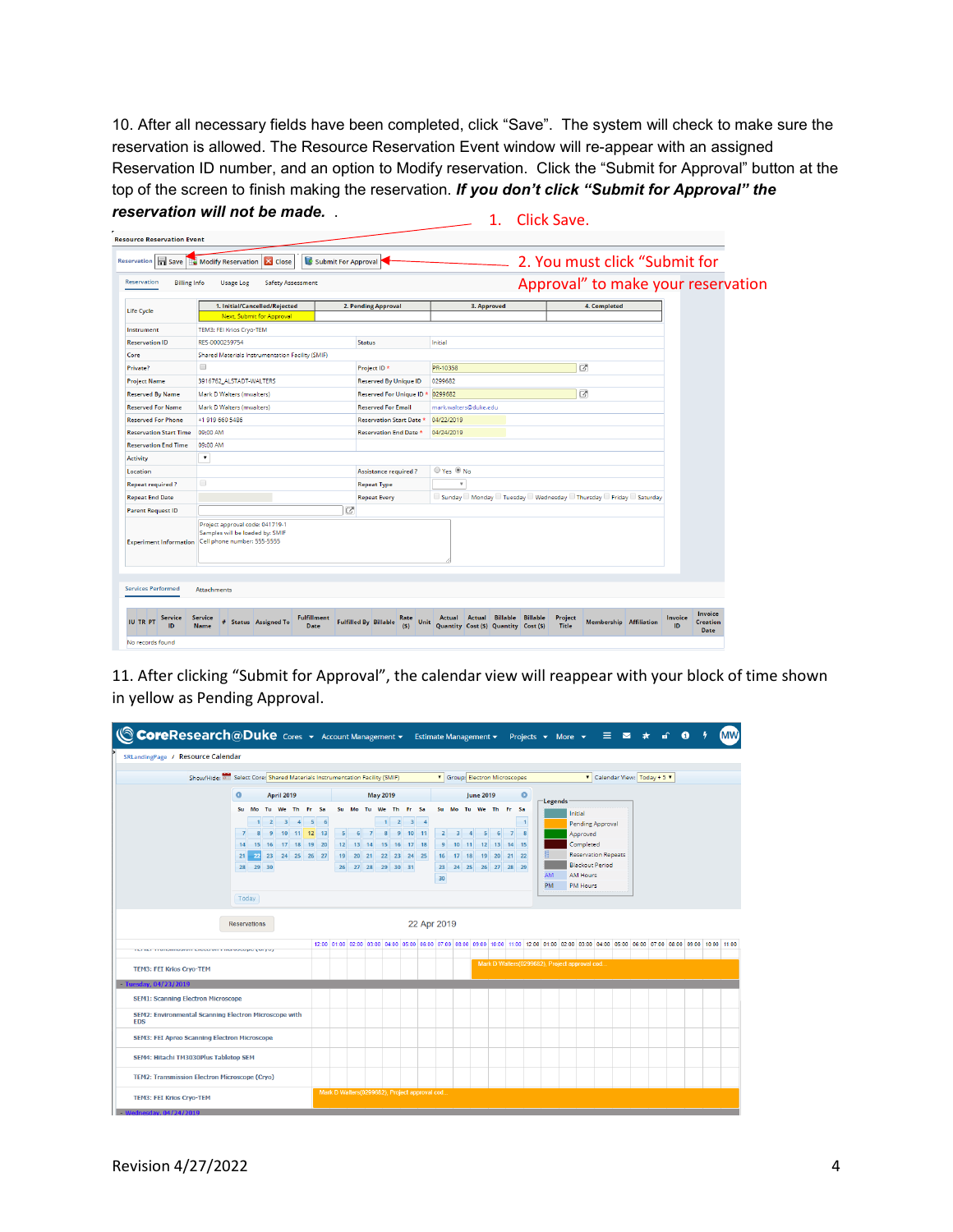10. After all necessary fields have been completed, click “Save”. The system will check to make sure the reservation is allowed. The Resource Reservation Event window will re-appear with an assigned Reservation ID number, and an option to Modify reservation. Click the “Submit for Approval” button at the top of the screen to finish making the reservation. ***If you don’t click “Submit for Approval” the reservation will not be made.*** .

1. Click Save.

2. You must click “Submit for Approval” to make your reservation

11. After clicking “Submit for Approval”, the calendar view will reappear with your block of time shown in yellow as Pending Approval.

Revision 4/27/2022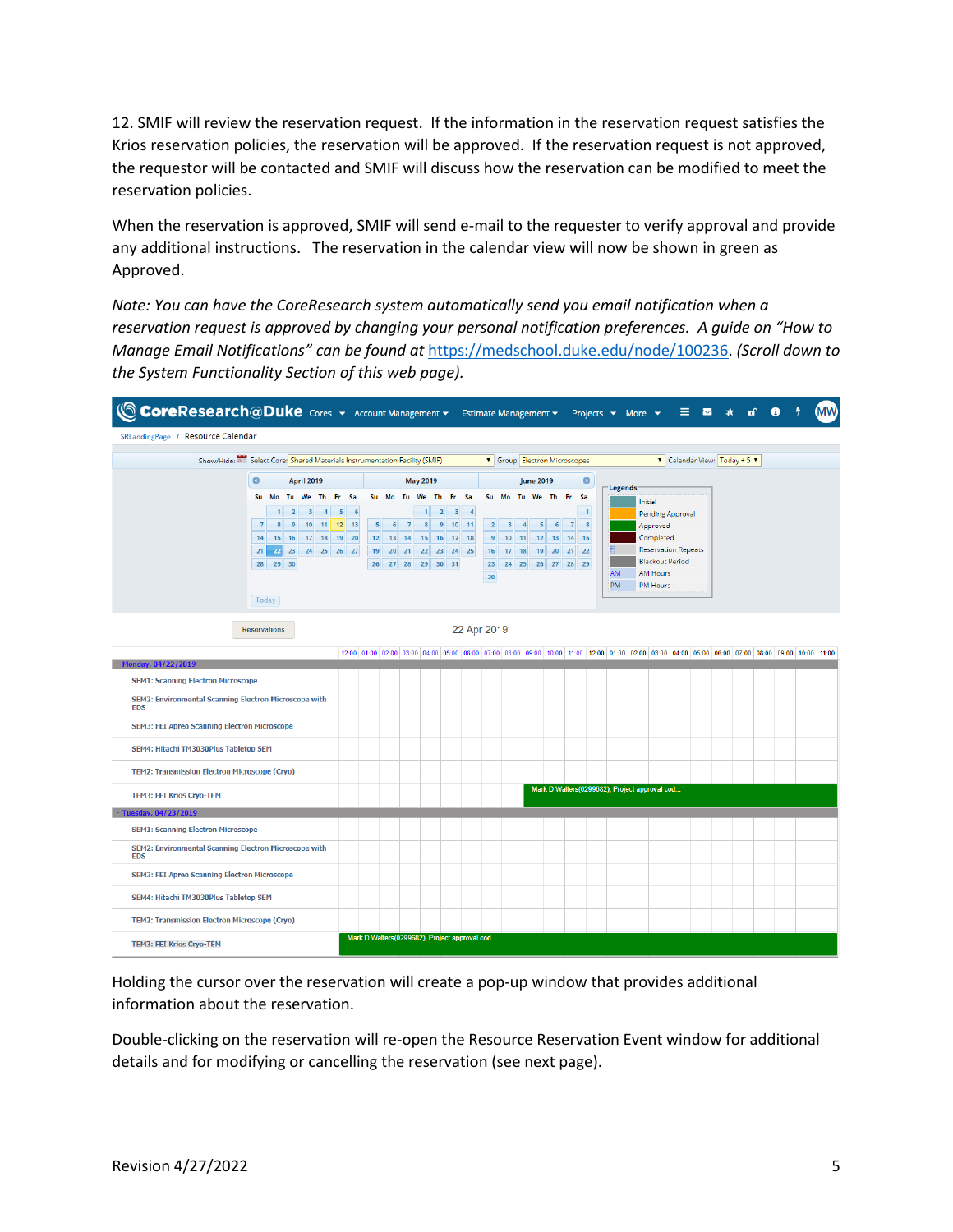12. SMIF will review the reservation request. If the information in the reservation request satisfies the Krios reservation policies, the reservation will be approved. If the reservation request is not approved, the requestor will be contacted and SMIF will discuss how the reservation can be modified to meet the reservation policies.

When the reservation is approved, SMIF will send e-mail to the requester to verify approval and provide any additional instructions. The reservation in the calendar view will now be shown in green as Approved.

*Note: You can have the CoreResearch system automatically send you email notification when a reservation request is approved by changing your personal notification preferences. A guide on "How to Manage Email Notifications" can be found at* https://medschool.duke.edu/node/100236. *(Scroll down to the System Functionality Section of this web page).*

Holding the cursor over the reservation will create a pop-up window that provides additional information about the reservation.

Double-clicking on the reservation will re-open the Resource Reservation Event window for additional details and for modifying or cancelling the reservation (see next page).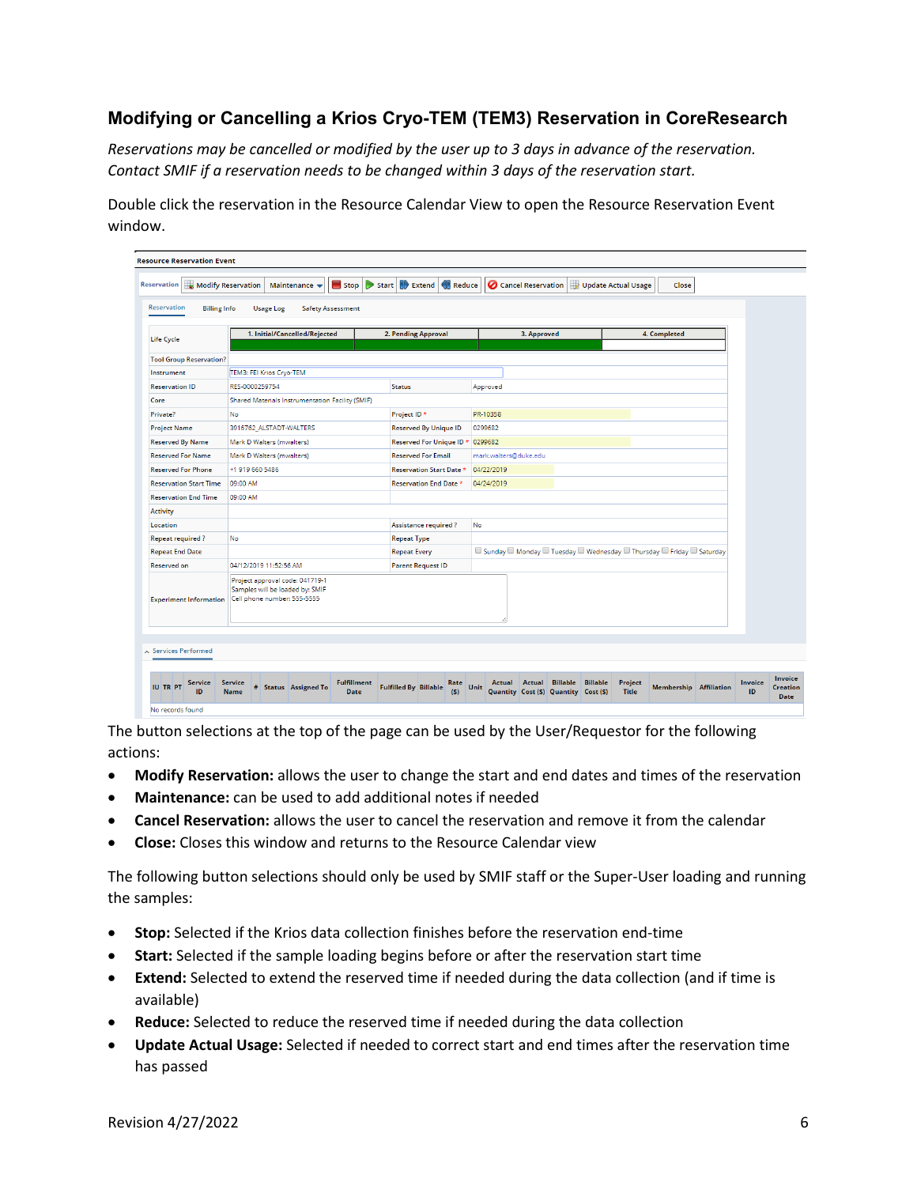## Modifying or Cancelling a Krios Cryo-TEM (TEM3) Reservation in CoreResearch

*Reservations may be cancelled or modified by the user up to 3 days in advance of the reservation. Contact SMIF if a reservation needs to be changed within 3 days of the reservation start.*

Double click the reservation in the Resource Calendar View to open the Resource Reservation Event window.

The button selections at the top of the page can be used by the User/Requestor for the following actions:

- **Modify Reservation:** allows the user to change the start and end dates and times of the reservation
- **Maintenance:** can be used to add additional notes if needed
- **Cancel Reservation:** allows the user to cancel the reservation and remove it from the calendar
- **Close:** Closes this window and returns to the Resource Calendar view

The following button selections should only be used by SMIF staff or the Super-User loading and running the samples:

- **Stop:** Selected if the Krios data collection finishes before the reservation end-time
- **Start:** Selected if the sample loading begins before or after the reservation start time
- **Extend:** Selected to extend the reserved time if needed during the data collection (and if time is available)
- **Reduce:** Selected to reduce the reserved time if needed during the data collection
- **Update Actual Usage:** Selected if needed to correct start and end times after the reservation time has passed

Revision 4/27/2022